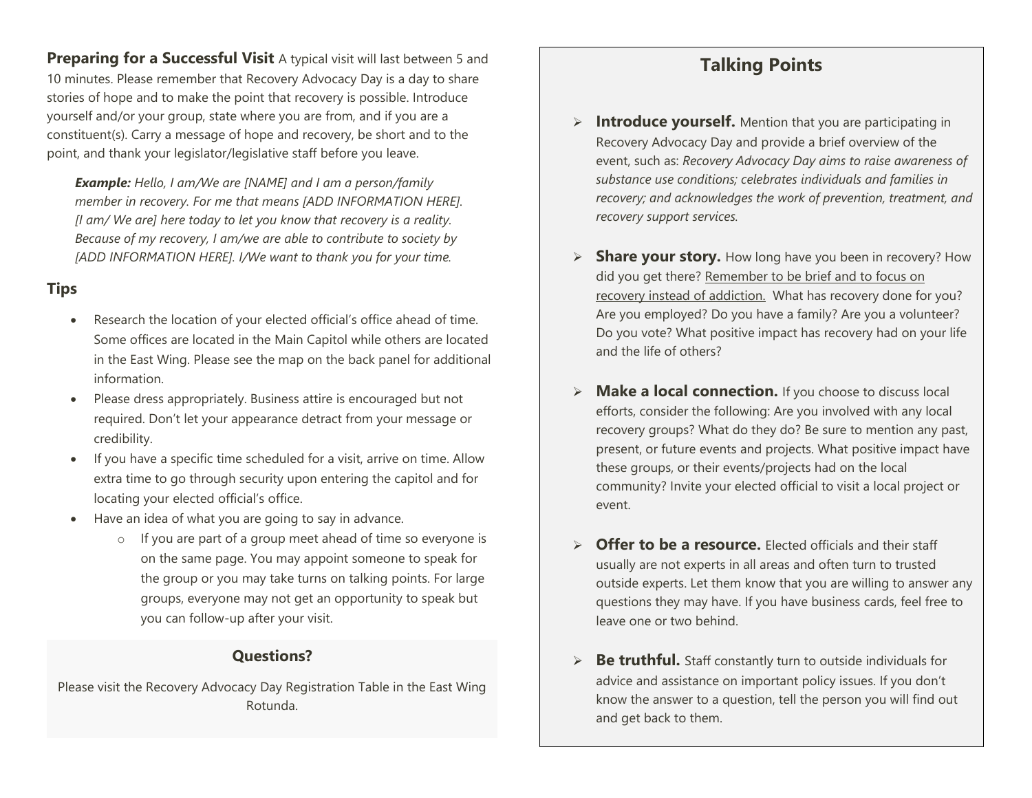**Preparing for a Successful Visit** A typical visit will last between 5 and 10 minutes. Please remember that Recovery Advocacy Day is a day to share stories of hope and to make the point that recovery is possible. Introduce yourself and/or your group, state where you are from, and if you are a constituent(s). Carry a message of hope and recovery, be short and to the point, and thank your legislator/legislative staff before you leave.

> ***Example:*** *Hello, I am/We are [NAME] and I am a person/family member in recovery. For me that means [ADD INFORMATION HERE]. [I am/ We are] here today to let you know that recovery is a reality. Because of my recovery, I am/we are able to contribute to society by [ADD INFORMATION HERE]. I/We want to thank you for your time.*

## Tips

- Research the location of your elected official's office ahead of time. Some offices are located in the Main Capitol while others are located in the East Wing. Please see the map on the back panel for additional information.
- Please dress appropriately. Business attire is encouraged but not required. Don't let your appearance detract from your message or credibility.
- If you have a specific time scheduled for a visit, arrive on time. Allow extra time to go through security upon entering the capitol and for locating your elected official's office.
- Have an idea of what you are going to say in advance.
  - If you are part of a group meet ahead of time so everyone is on the same page. You may appoint someone to speak for the group or you may take turns on talking points. For large groups, everyone may not get an opportunity to speak but you can follow-up after your visit.

### Questions?

Please visit the Recovery Advocacy Day Registration Table in the East Wing Rotunda.

## Talking Points

- **Introduce yourself.** Mention that you are participating in Recovery Advocacy Day and provide a brief overview of the event, such as: *Recovery Advocacy Day aims to raise awareness of substance use conditions; celebrates individuals and families in recovery; and acknowledges the work of prevention, treatment, and recovery support services.*
- **Share your story.** How long have you been in recovery? How did you get there? Remember to be brief and to focus on recovery instead of addiction. What has recovery done for you? Are you employed? Do you have a family? Are you a volunteer? Do you vote? What positive impact has recovery had on your life and the life of others?
- **Make a local connection.** If you choose to discuss local efforts, consider the following: Are you involved with any local recovery groups? What do they do? Be sure to mention any past, present, or future events and projects. What positive impact have these groups, or their events/projects had on the local community? Invite your elected official to visit a local project or event.
- **Offer to be a resource.** Elected officials and their staff usually are not experts in all areas and often turn to trusted outside experts. Let them know that you are willing to answer any questions they may have. If you have business cards, feel free to leave one or two behind.
- **Be truthful.** Staff constantly turn to outside individuals for advice and assistance on important policy issues. If you don't know the answer to a question, tell the person you will find out and get back to them.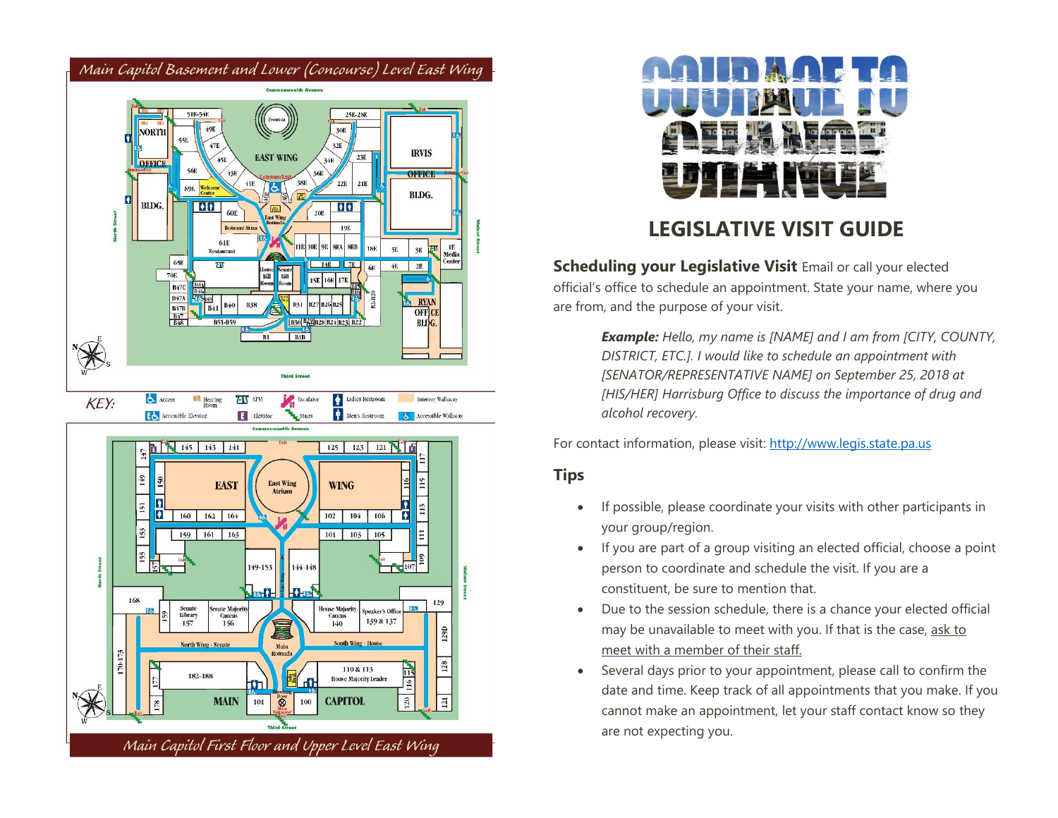Main Capitol Basement and Lower (Concourse) Level East Wing

KEY: Access, Hearing Room, ATM, Escalator, Ladies Restroom, Interior Walkway, Accessible Elevator, Elevator, Stairs, Men's Restroom, Accessible Walkway

Main Capitol First Floor and Upper Level East Wing

# COURAGE TO CHANGE

## LEGISLATIVE VISIT GUIDE

**Scheduling your Legislative Visit** Email or call your elected official's office to schedule an appointment. State your name, where you are from, and the purpose of your visit.

> ***Example:*** *Hello, my name is [NAME] and I am from [CITY, COUNTY, DISTRICT, ETC.]. I would like to schedule an appointment with [SENATOR/REPRESENTATIVE NAME] on September 25, 2018 at [HIS/HER] Harrisburg Office to discuss the importance of drug and alcohol recovery.*

For contact information, please visit: http://www.legis.state.pa.us

### Tips

- If possible, please coordinate your visits with other participants in your group/region.
- If you are part of a group visiting an elected official, choose a point person to coordinate and schedule the visit. If you are a constituent, be sure to mention that.
- Due to the session schedule, there is a chance your elected official may be unavailable to meet with you. If that is the case, ask to meet with a member of their staff.
- Several days prior to your appointment, please call to confirm the date and time. Keep track of all appointments that you make. If you cannot make an appointment, let your staff contact know so they are not expecting you.